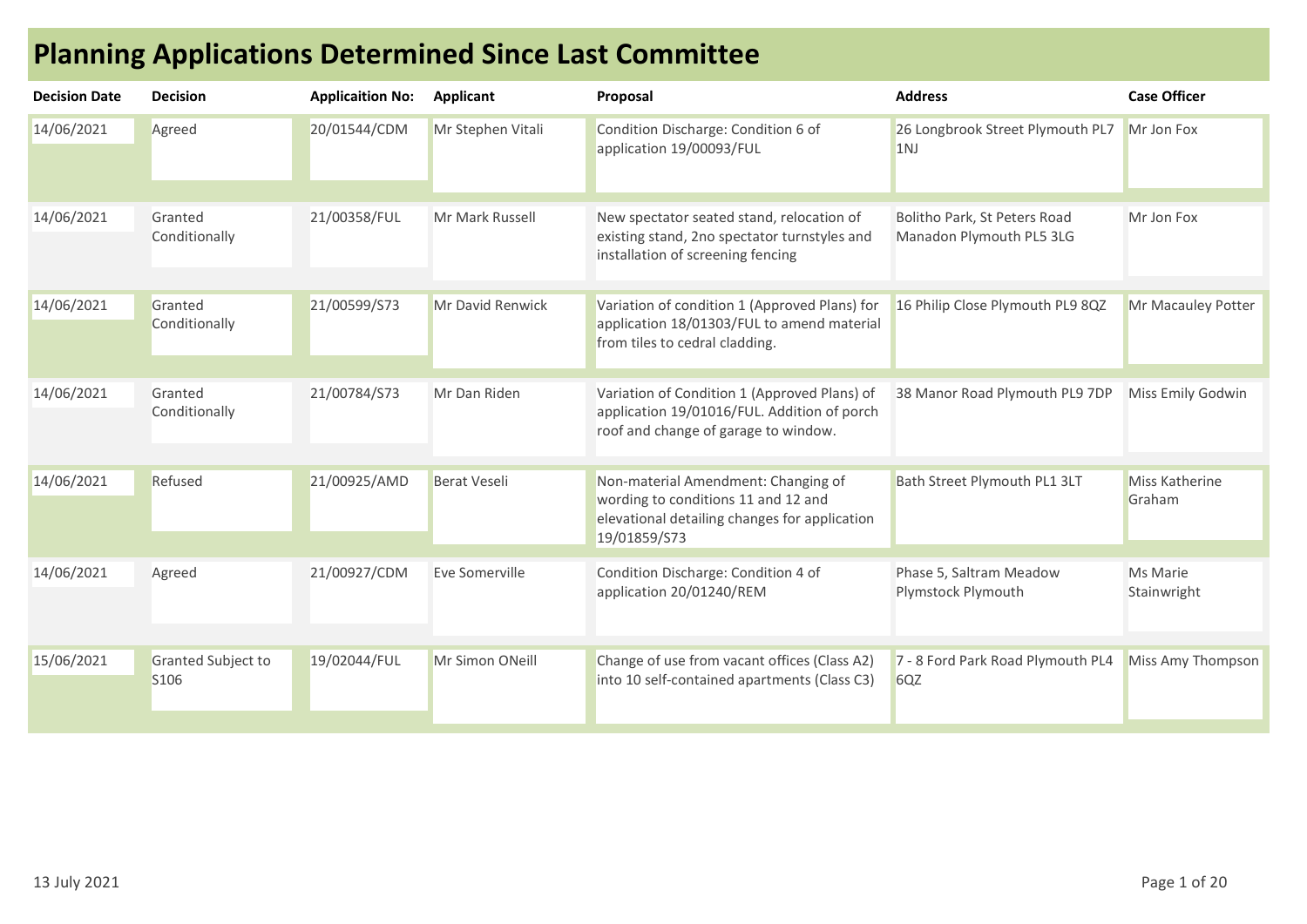# Planning Applications Determined Since Last Committee

| Decision Date | Decision | Applicaition No: | Applicant | Proposal | Address | Case Officer |
|---|---|---|---|---|---|---|
| 14/06/2021 | Agreed | 20/01544/CDM | Mr Stephen Vitali | Condition Discharge: Condition 6 of application 19/00093/FUL | 26 Longbrook Street Plymouth PL7 1NJ | Mr Jon Fox |
| 14/06/2021 | Granted Conditionally | 21/00358/FUL | Mr Mark Russell | New spectator seated stand, relocation of existing stand, 2no spectator turnstyles and installation of screening fencing | Bolitho Park, St Peters Road Manadon Plymouth PL5 3LG | Mr Jon Fox |
| 14/06/2021 | Granted Conditionally | 21/00599/S73 | Mr David Renwick | Variation of condition 1 (Approved Plans) for application 18/01303/FUL to amend material from tiles to cedral cladding. | 16 Philip Close Plymouth PL9 8QZ | Mr Macauley Potter |
| 14/06/2021 | Granted Conditionally | 21/00784/S73 | Mr Dan Riden | Variation of Condition 1 (Approved Plans) of application 19/01016/FUL. Addition of porch roof and change of garage to window. | 38 Manor Road Plymouth PL9 7DP | Miss Emily Godwin |
| 14/06/2021 | Refused | 21/00925/AMD | Berat Veseli | Non-material Amendment: Changing of wording to conditions 11 and 12 and elevational detailing changes for application 19/01859/S73 | Bath Street Plymouth PL1 3LT | Miss Katherine Graham |
| 14/06/2021 | Agreed | 21/00927/CDM | Eve Somerville | Condition Discharge: Condition 4 of application 20/01240/REM | Phase 5, Saltram Meadow Plymstock Plymouth | Ms Marie Stainwright |
| 15/06/2021 | Granted Subject to S106 | 19/02044/FUL | Mr Simon ONeill | Change of use from vacant offices (Class A2) into 10 self-contained apartments (Class C3) | 7 - 8 Ford Park Road Plymouth PL4 6QZ | Miss Amy Thompson |

13 July 2021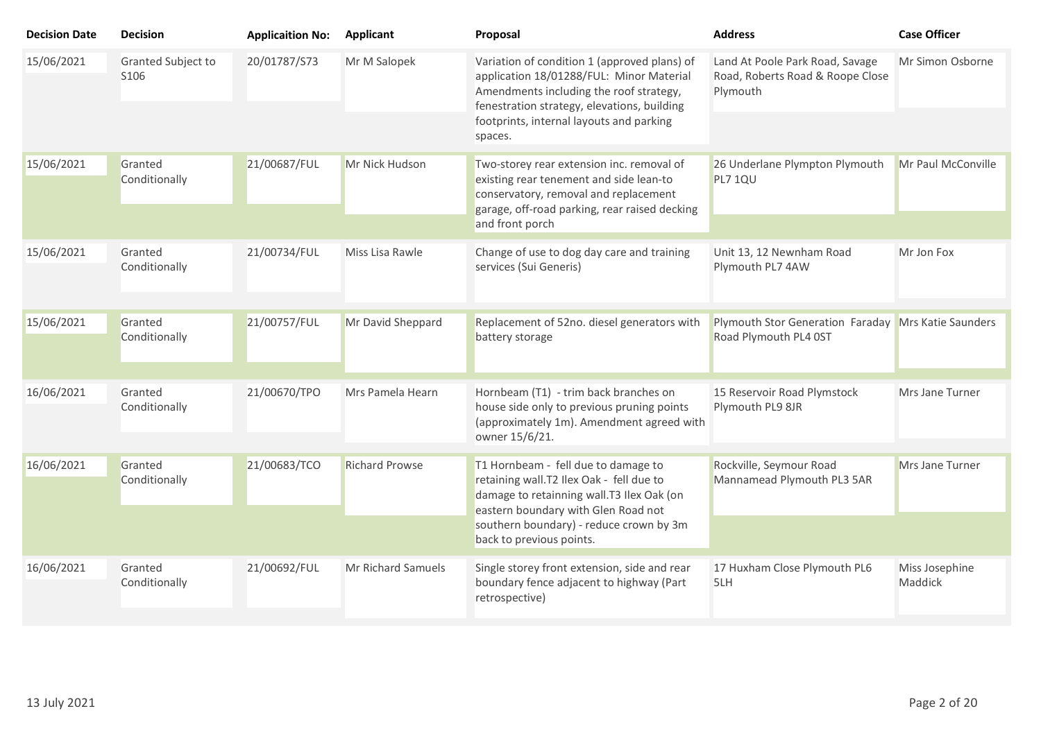| Decision Date | Decision | Applicaition No: | Applicant | Proposal | Address | Case Officer |
|---|---|---|---|---|---|---|
| 15/06/2021 | Granted Subject to S106 | 20/01787/S73 | Mr M Salopek | Variation of condition 1 (approved plans) of application 18/01288/FUL: Minor Material Amendments including the roof strategy, fenestration strategy, elevations, building footprints, internal layouts and parking spaces. | Land At Poole Park Road, Savage Road, Roberts Road & Roope Close Plymouth | Mr Simon Osborne |
| 15/06/2021 | Granted Conditionally | 21/00687/FUL | Mr Nick Hudson | Two-storey rear extension inc. removal of existing rear tenement and side lean-to conservatory, removal and replacement garage, off-road parking, rear raised decking and front porch | 26 Underlane Plympton Plymouth PL7 1QU | Mr Paul McConville |
| 15/06/2021 | Granted Conditionally | 21/00734/FUL | Miss Lisa Rawle | Change of use to dog day care and training services (Sui Generis) | Unit 13, 12 Newnham Road Plymouth PL7 4AW | Mr Jon Fox |
| 15/06/2021 | Granted Conditionally | 21/00757/FUL | Mr David Sheppard | Replacement of 52no. diesel generators with battery storage | Plymouth Stor Generation Faraday Road Plymouth PL4 0ST | Mrs Katie Saunders |
| 16/06/2021 | Granted Conditionally | 21/00670/TPO | Mrs Pamela Hearn | Hornbeam (T1) - trim back branches on house side only to previous pruning points (approximately 1m). Amendment agreed with owner 15/6/21. | 15 Reservoir Road Plymstock Plymouth PL9 8JR | Mrs Jane Turner |
| 16/06/2021 | Granted Conditionally | 21/00683/TCO | Richard Prowse | T1 Hornbeam - fell due to damage to retaining wall.T2 Ilex Oak - fell due to damage to retainning wall.T3 Ilex Oak (on eastern boundary with Glen Road not southern boundary) - reduce crown by 3m back to previous points. | Rockville, Seymour Road Mannamead Plymouth PL3 5AR | Mrs Jane Turner |
| 16/06/2021 | Granted Conditionally | 21/00692/FUL | Mr Richard Samuels | Single storey front extension, side and rear boundary fence adjacent to highway (Part retrospective) | 17 Huxham Close Plymouth PL6 5LH | Miss Josephine Maddick |

13 July 2021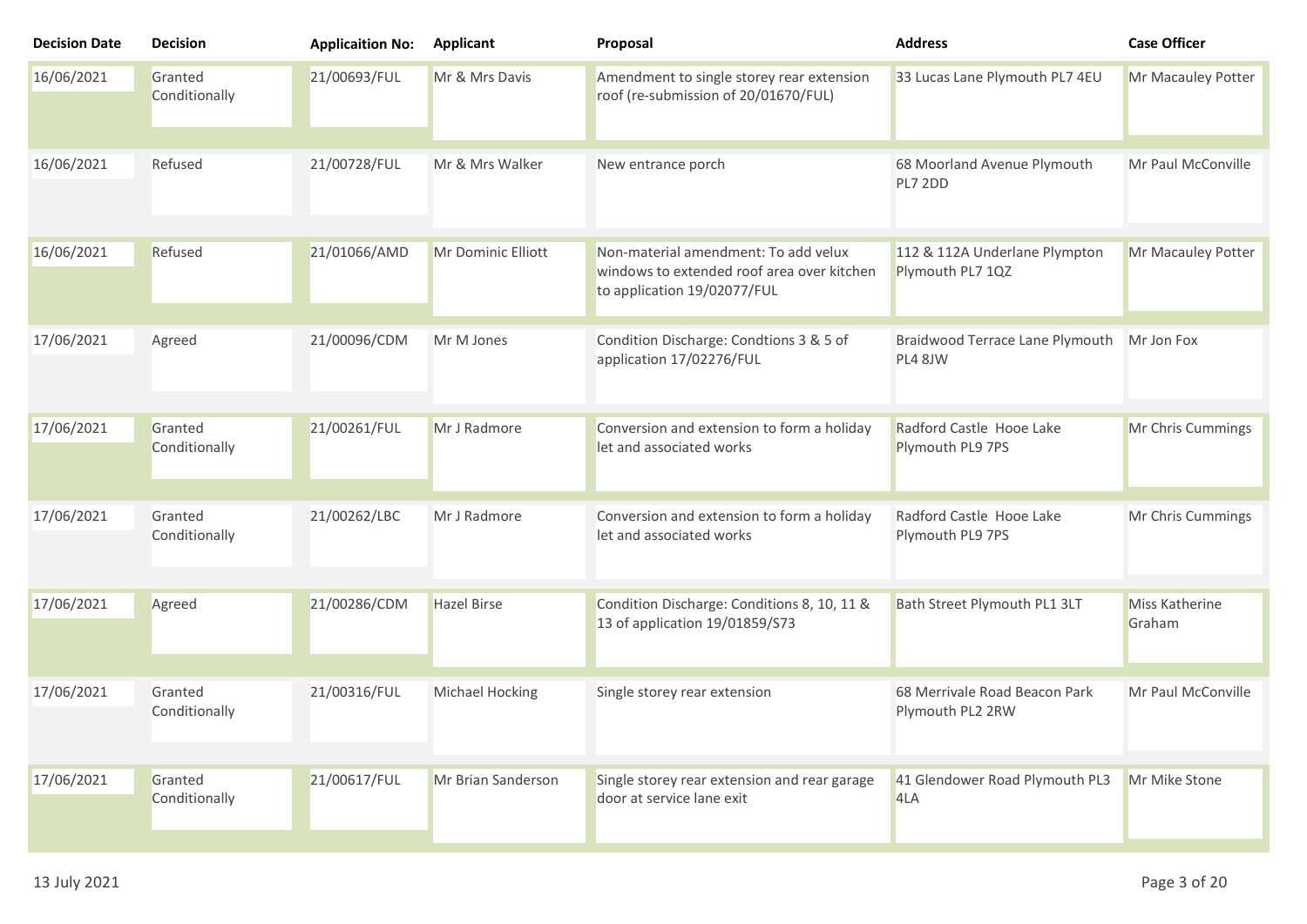| Decision Date | Decision | Applicaition No: | Applicant | Proposal | Address | Case Officer |
|---|---|---|---|---|---|---|
| 16/06/2021 | Granted Conditionally | 21/00693/FUL | Mr & Mrs Davis | Amendment to single storey rear extension roof (re-submission of 20/01670/FUL) | 33 Lucas Lane Plymouth PL7 4EU | Mr Macauley Potter |
| 16/06/2021 | Refused | 21/00728/FUL | Mr & Mrs Walker | New entrance porch | 68 Moorland Avenue Plymouth PL7 2DD | Mr Paul McConville |
| 16/06/2021 | Refused | 21/01066/AMD | Mr Dominic Elliott | Non-material amendment: To add velux windows to extended roof area over kitchen to application 19/02077/FUL | 112 & 112A Underlane Plympton Plymouth PL7 1QZ | Mr Macauley Potter |
| 17/06/2021 | Agreed | 21/00096/CDM | Mr M Jones | Condition Discharge: Condtions 3 & 5 of application 17/02276/FUL | Braidwood Terrace Lane Plymouth PL4 8JW | Mr Jon Fox |
| 17/06/2021 | Granted Conditionally | 21/00261/FUL | Mr J Radmore | Conversion and extension to form a holiday let and associated works | Radford Castle Hooe Lake Plymouth PL9 7PS | Mr Chris Cummings |
| 17/06/2021 | Granted Conditionally | 21/00262/LBC | Mr J Radmore | Conversion and extension to form a holiday let and associated works | Radford Castle Hooe Lake Plymouth PL9 7PS | Mr Chris Cummings |
| 17/06/2021 | Agreed | 21/00286/CDM | Hazel Birse | Condition Discharge: Conditions 8, 10, 11 & 13 of application 19/01859/S73 | Bath Street Plymouth PL1 3LT | Miss Katherine Graham |
| 17/06/2021 | Granted Conditionally | 21/00316/FUL | Michael Hocking | Single storey rear extension | 68 Merrivale Road Beacon Park Plymouth PL2 2RW | Mr Paul McConville |
| 17/06/2021 | Granted Conditionally | 21/00617/FUL | Mr Brian Sanderson | Single storey rear extension and rear garage door at service lane exit | 41 Glendower Road Plymouth PL3 4LA | Mr Mike Stone |

13 July 2021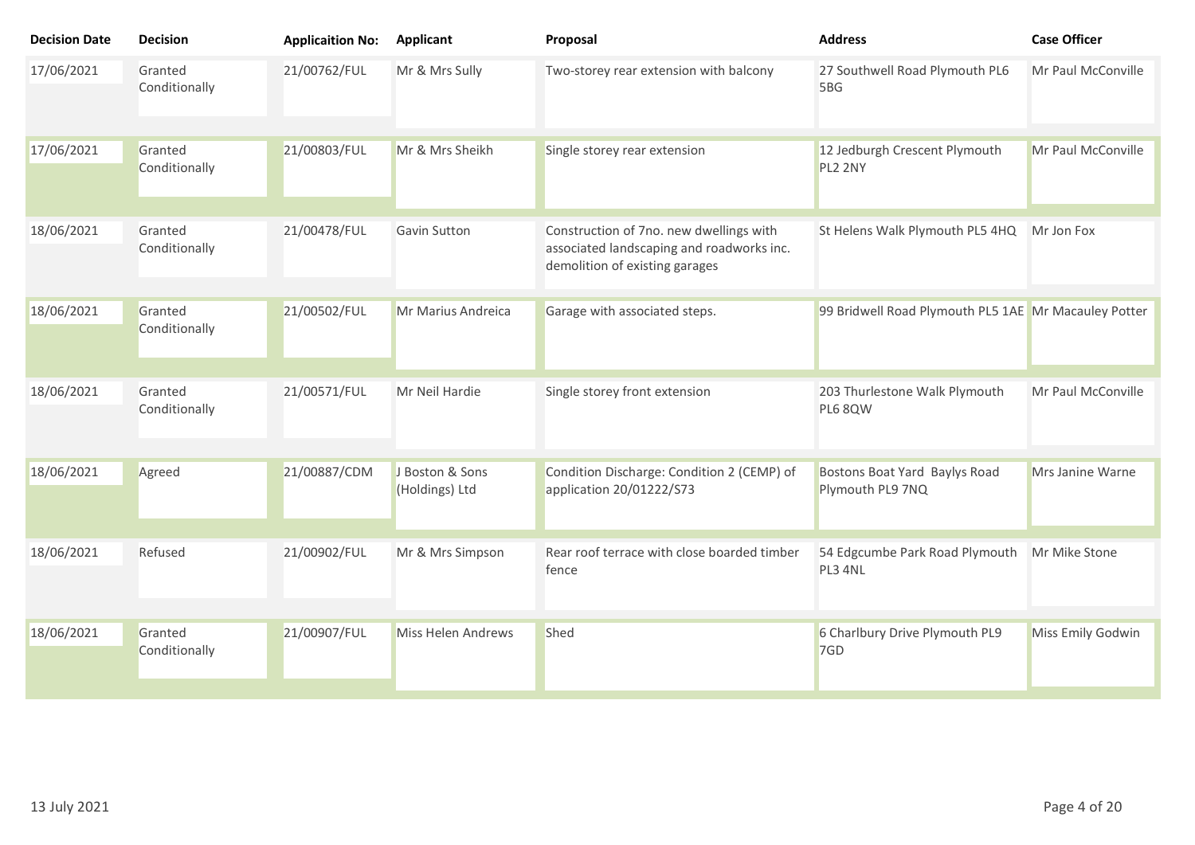| Decision Date | Decision | Applicaition No: | Applicant | Proposal | Address | Case Officer |
|---|---|---|---|---|---|---|
| 17/06/2021 | Granted Conditionally | 21/00762/FUL | Mr & Mrs Sully | Two-storey rear extension with balcony | 27 Southwell Road Plymouth PL6 5BG | Mr Paul McConville |
| 17/06/2021 | Granted Conditionally | 21/00803/FUL | Mr & Mrs Sheikh | Single storey rear extension | 12 Jedburgh Crescent Plymouth PL2 2NY | Mr Paul McConville |
| 18/06/2021 | Granted Conditionally | 21/00478/FUL | Gavin Sutton | Construction of 7no. new dwellings with associated landscaping and roadworks inc. demolition of existing garages | St Helens Walk Plymouth PL5 4HQ | Mr Jon Fox |
| 18/06/2021 | Granted Conditionally | 21/00502/FUL | Mr Marius Andreica | Garage with associated steps. | 99 Bridwell Road Plymouth PL5 1AE | Mr Macauley Potter |
| 18/06/2021 | Granted Conditionally | 21/00571/FUL | Mr Neil Hardie | Single storey front extension | 203 Thurlestone Walk Plymouth PL6 8QW | Mr Paul McConville |
| 18/06/2021 | Agreed | 21/00887/CDM | J Boston & Sons (Holdings) Ltd | Condition Discharge: Condition 2 (CEMP) of application 20/01222/S73 | Bostons Boat Yard Baylys Road Plymouth PL9 7NQ | Mrs Janine Warne |
| 18/06/2021 | Refused | 21/00902/FUL | Mr & Mrs Simpson | Rear roof terrace with close boarded timber fence | 54 Edgcumbe Park Road Plymouth PL3 4NL | Mr Mike Stone |
| 18/06/2021 | Granted Conditionally | 21/00907/FUL | Miss Helen Andrews | Shed | 6 Charlbury Drive Plymouth PL9 7GD | Miss Emily Godwin |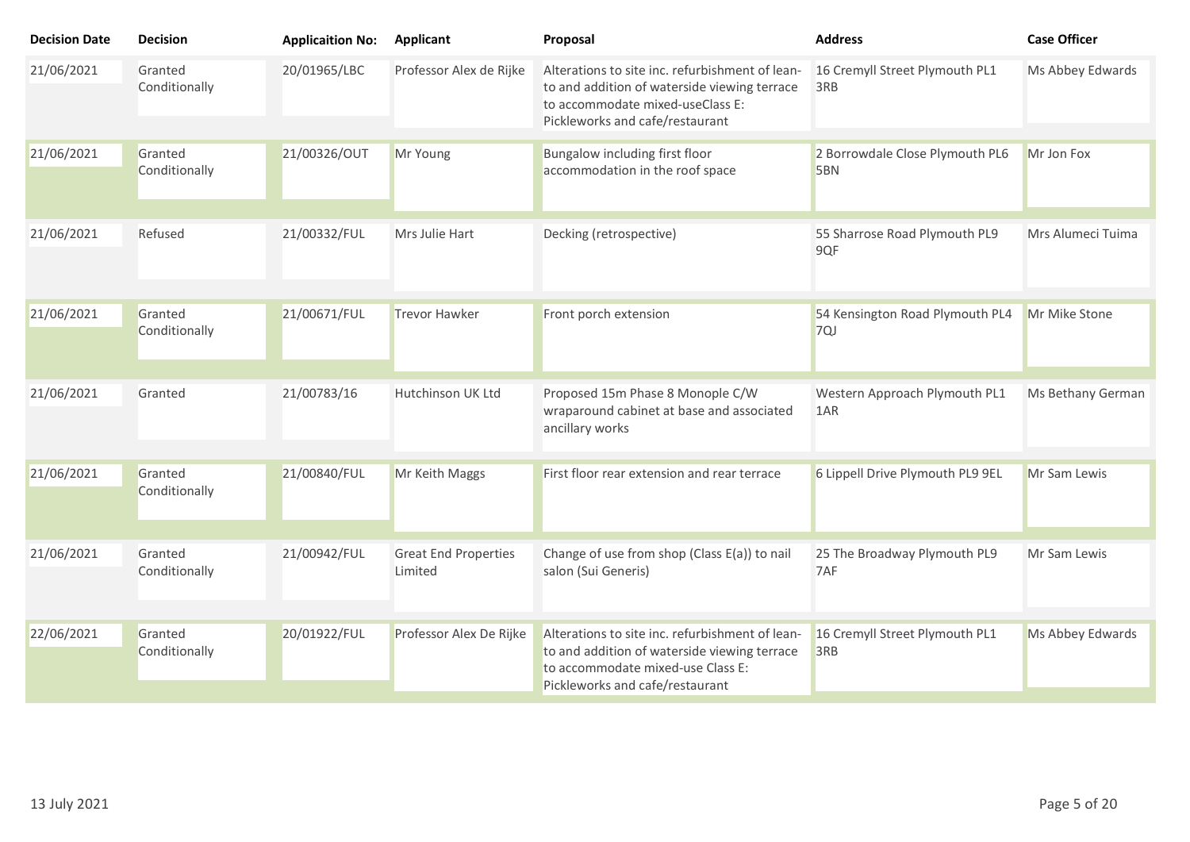| Decision Date | Decision | Applicaition No: | Applicant | Proposal | Address | Case Officer |
|---|---|---|---|---|---|---|
| 21/06/2021 | Granted Conditionally | 20/01965/LBC | Professor Alex de Rijke | Alterations to site inc. refurbishment of lean-to and addition of waterside viewing terrace to accommodate mixed-useClass E: Pickleworks and cafe/restaurant | 16 Cremyll Street Plymouth PL1 3RB | Ms Abbey Edwards |
| 21/06/2021 | Granted Conditionally | 21/00326/OUT | Mr Young | Bungalow including first floor accommodation in the roof space | 2 Borrowdale Close Plymouth PL6 5BN | Mr Jon Fox |
| 21/06/2021 | Refused | 21/00332/FUL | Mrs Julie Hart | Decking (retrospective) | 55 Sharrose Road Plymouth PL9 9QF | Mrs Alumeci Tuima |
| 21/06/2021 | Granted Conditionally | 21/00671/FUL | Trevor Hawker | Front porch extension | 54 Kensington Road Plymouth PL4 7QJ | Mr Mike Stone |
| 21/06/2021 | Granted | 21/00783/16 | Hutchinson UK Ltd | Proposed 15m Phase 8 Monople C/W wraparound cabinet at base and associated ancillary works | Western Approach Plymouth PL1 1AR | Ms Bethany German |
| 21/06/2021 | Granted Conditionally | 21/00840/FUL | Mr Keith Maggs | First floor rear extension and rear terrace | 6 Lippell Drive Plymouth PL9 9EL | Mr Sam Lewis |
| 21/06/2021 | Granted Conditionally | 21/00942/FUL | Great End Properties Limited | Change of use from shop (Class E(a)) to nail salon (Sui Generis) | 25 The Broadway Plymouth PL9 7AF | Mr Sam Lewis |
| 22/06/2021 | Granted Conditionally | 20/01922/FUL | Professor Alex De Rijke | Alterations to site inc. refurbishment of lean-to and addition of waterside viewing terrace to accommodate mixed-use Class E: Pickleworks and cafe/restaurant | 16 Cremyll Street Plymouth PL1 3RB | Ms Abbey Edwards |

13 July 2021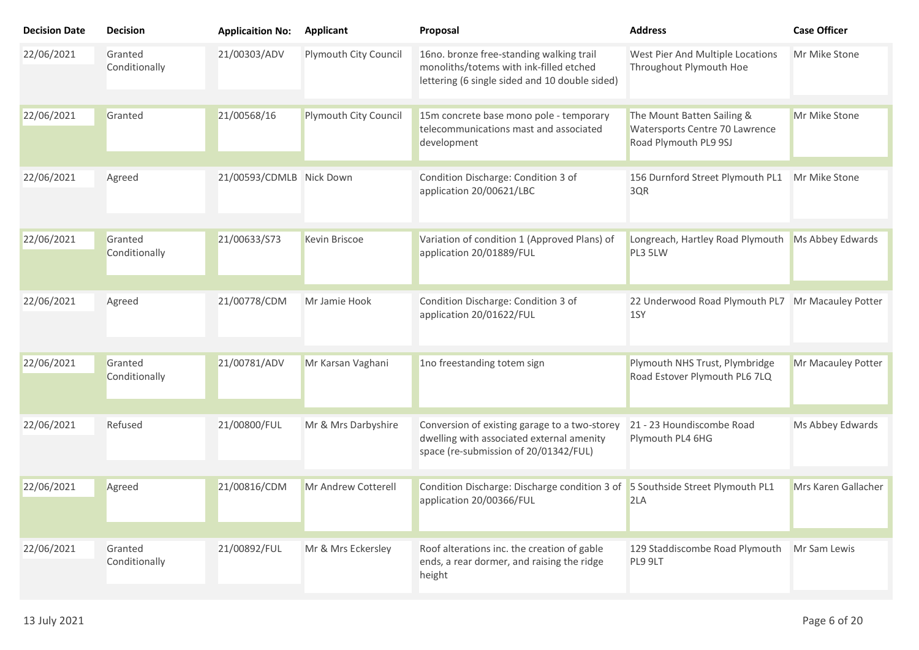| Decision Date | Decision | Applicaition No: | Applicant | Proposal | Address | Case Officer |
|---|---|---|---|---|---|---|
| 22/06/2021 | Granted Conditionally | 21/00303/ADV | Plymouth City Council | 16no. bronze free-standing walking trail monoliths/totems with ink-filled etched lettering (6 single sided and 10 double sided) | West Pier And Multiple Locations Throughout Plymouth Hoe | Mr Mike Stone |
| 22/06/2021 | Granted | 21/00568/16 | Plymouth City Council | 15m concrete base mono pole - temporary telecommunications mast and associated development | The Mount Batten Sailing & Watersports Centre 70 Lawrence Road Plymouth PL9 9SJ | Mr Mike Stone |
| 22/06/2021 | Agreed | 21/00593/CDMLB | Nick Down | Condition Discharge: Condition 3 of application 20/00621/LBC | 156 Durnford Street Plymouth PL1 3QR | Mr Mike Stone |
| 22/06/2021 | Granted Conditionally | 21/00633/S73 | Kevin Briscoe | Variation of condition 1 (Approved Plans) of application 20/01889/FUL | Longreach, Hartley Road Plymouth PL3 5LW | Ms Abbey Edwards |
| 22/06/2021 | Agreed | 21/00778/CDM | Mr Jamie Hook | Condition Discharge: Condition 3 of application 20/01622/FUL | 22 Underwood Road Plymouth PL7 1SY | Mr Macauley Potter |
| 22/06/2021 | Granted Conditionally | 21/00781/ADV | Mr Karsan Vaghani | 1no freestanding totem sign | Plymouth NHS Trust, Plymbridge Road Estover Plymouth PL6 7LQ | Mr Macauley Potter |
| 22/06/2021 | Refused | 21/00800/FUL | Mr & Mrs Darbyshire | Conversion of existing garage to a two-storey dwelling with associated external amenity space (re-submission of 20/01342/FUL) | 21 - 23 Houndiscombe Road Plymouth PL4 6HG | Ms Abbey Edwards |
| 22/06/2021 | Agreed | 21/00816/CDM | Mr Andrew Cotterell | Condition Discharge: Discharge condition 3 of application 20/00366/FUL | 5 Southside Street Plymouth PL1 2LA | Mrs Karen Gallacher |
| 22/06/2021 | Granted Conditionally | 21/00892/FUL | Mr & Mrs Eckersley | Roof alterations inc. the creation of gable ends, a rear dormer, and raising the ridge height | 129 Staddiscombe Road Plymouth PL9 9LT | Mr Sam Lewis |

13 July 2021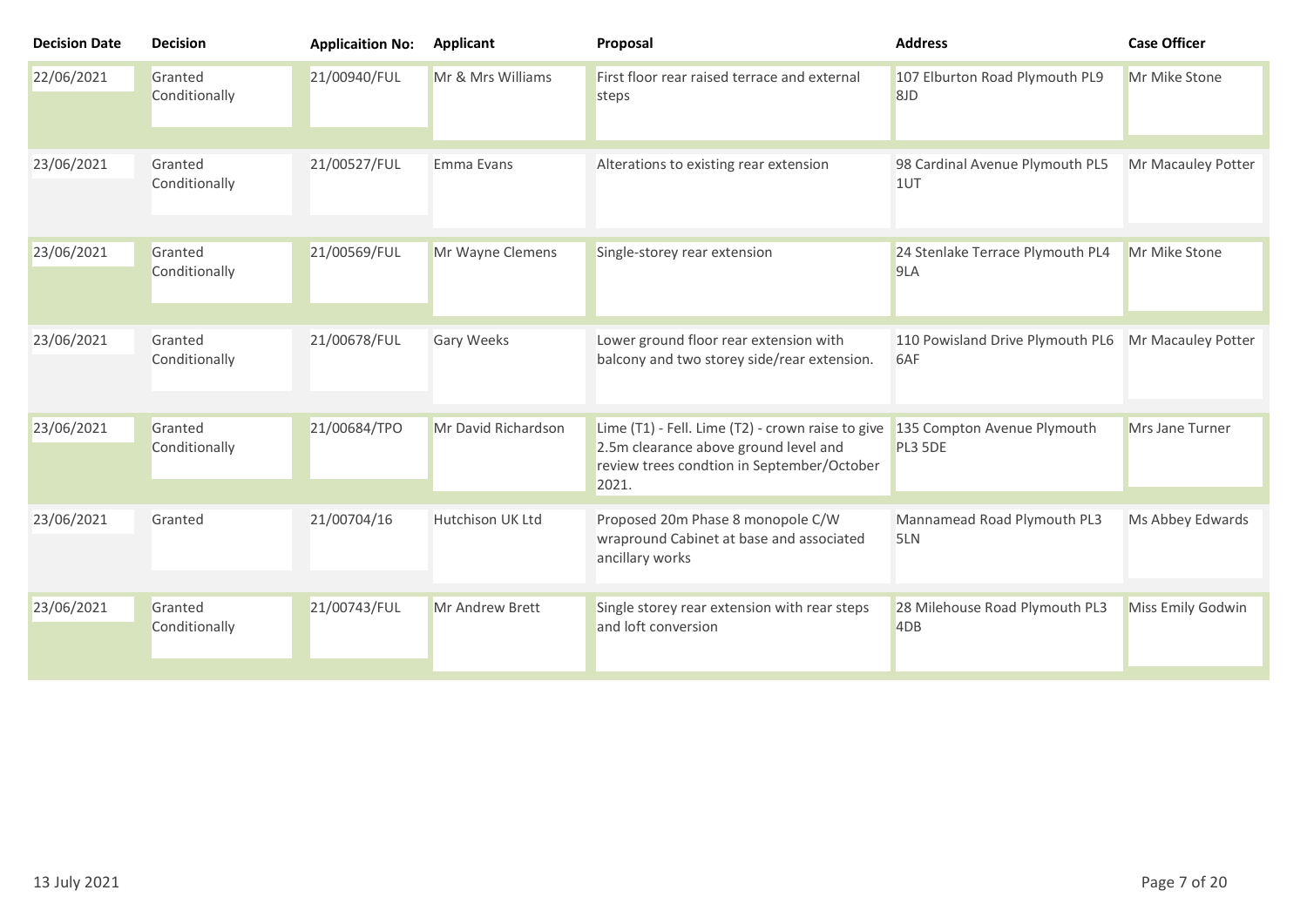| Decision Date | Decision | Applicaition No: | Applicant | Proposal | Address | Case Officer |
|---|---|---|---|---|---|---|
| 22/06/2021 | Granted Conditionally | 21/00940/FUL | Mr & Mrs Williams | First floor rear raised terrace and external steps | 107 Elburton Road Plymouth PL9 8JD | Mr Mike Stone |
| 23/06/2021 | Granted Conditionally | 21/00527/FUL | Emma Evans | Alterations to existing rear extension | 98 Cardinal Avenue Plymouth PL5 1UT | Mr Macauley Potter |
| 23/06/2021 | Granted Conditionally | 21/00569/FUL | Mr Wayne Clemens | Single-storey rear extension | 24 Stenlake Terrace Plymouth PL4 9LA | Mr Mike Stone |
| 23/06/2021 | Granted Conditionally | 21/00678/FUL | Gary Weeks | Lower ground floor rear extension with balcony and two storey side/rear extension. | 110 Powisland Drive Plymouth PL6 6AF | Mr Macauley Potter |
| 23/06/2021 | Granted Conditionally | 21/00684/TPO | Mr David Richardson | Lime (T1) - Fell. Lime (T2) - crown raise to give 2.5m clearance above ground level and review trees condtion in September/October 2021. | 135 Compton Avenue Plymouth PL3 5DE | Mrs Jane Turner |
| 23/06/2021 | Granted | 21/00704/16 | Hutchison UK Ltd | Proposed 20m Phase 8 monopole C/W wrapround Cabinet at base and associated ancillary works | Mannamead Road Plymouth PL3 5LN | Ms Abbey Edwards |
| 23/06/2021 | Granted Conditionally | 21/00743/FUL | Mr Andrew Brett | Single storey rear extension with rear steps and loft conversion | 28 Milehouse Road Plymouth PL3 4DB | Miss Emily Godwin |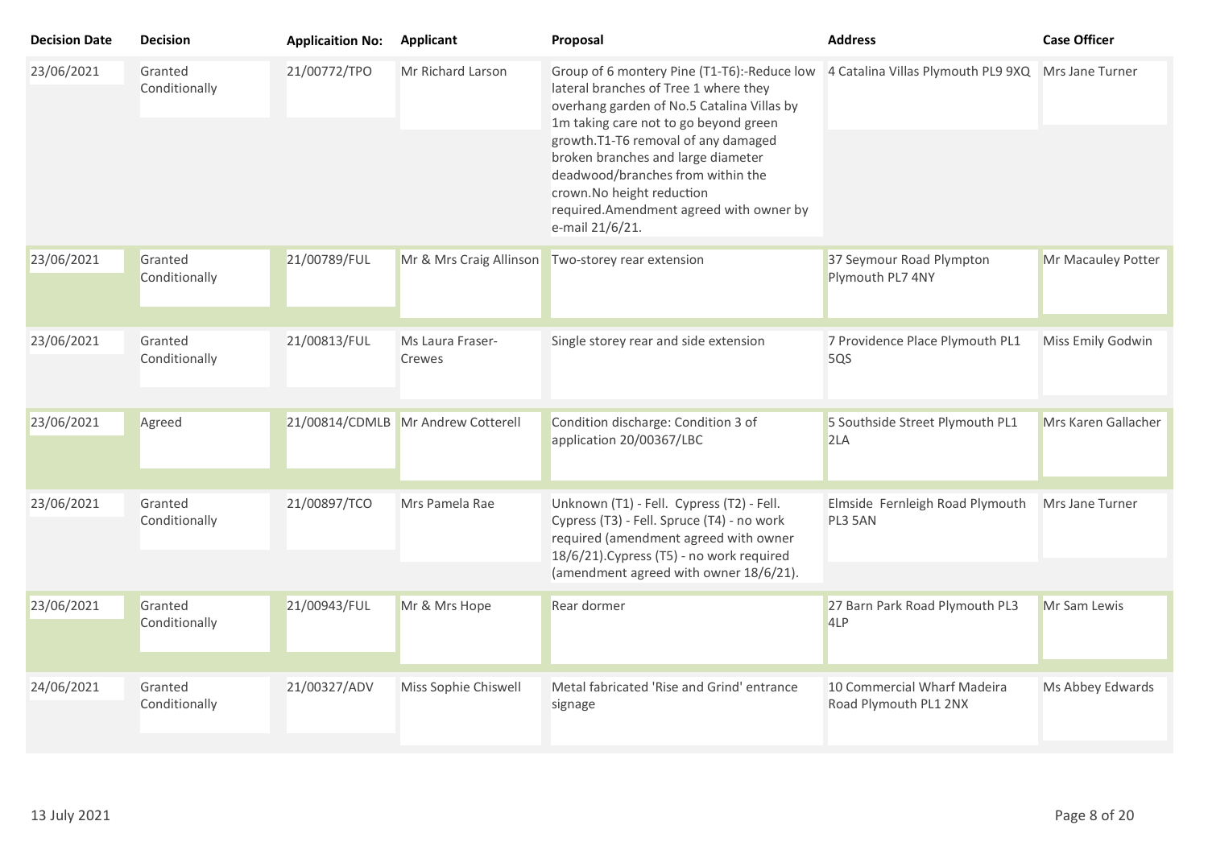| Decision Date | Decision | Applicaition No: | Applicant | Proposal | Address | Case Officer |
| --- | --- | --- | --- | --- | --- | --- |
| 23/06/2021 | Granted Conditionally | 21/00772/TPO | Mr Richard Larson | Group of 6 montery Pine (T1-T6):-Reduce low lateral branches of Tree 1 where they overhang garden of No.5 Catalina Villas by 1m taking care not to go beyond green growth.T1-T6 removal of any damaged broken branches and large diameter deadwood/branches from within the crown.No height reduction required.Amendment agreed with owner by e-mail 21/6/21. | 4 Catalina Villas Plymouth PL9 9XQ | Mrs Jane Turner |
| 23/06/2021 | Granted Conditionally | 21/00789/FUL | Mr & Mrs Craig Allinson | Two-storey rear extension | 37 Seymour Road Plympton Plymouth PL7 4NY | Mr Macauley Potter |
| 23/06/2021 | Granted Conditionally | 21/00813/FUL | Ms Laura Fraser-Crewes | Single storey rear and side extension | 7 Providence Place Plymouth PL1 5QS | Miss Emily Godwin |
| 23/06/2021 | Agreed | 21/00814/CDMLB | Mr Andrew Cotterell | Condition discharge: Condition 3 of application 20/00367/LBC | 5 Southside Street Plymouth PL1 2LA | Mrs Karen Gallacher |
| 23/06/2021 | Granted Conditionally | 21/00897/TCO | Mrs Pamela Rae | Unknown (T1) - Fell. Cypress (T2) - Fell. Cypress (T3) - Fell. Spruce (T4) - no work required (amendment agreed with owner 18/6/21).Cypress (T5) - no work required (amendment agreed with owner 18/6/21). | Elmside Fernleigh Road Plymouth PL3 5AN | Mrs Jane Turner |
| 23/06/2021 | Granted Conditionally | 21/00943/FUL | Mr & Mrs Hope | Rear dormer | 27 Barn Park Road Plymouth PL3 4LP | Mr Sam Lewis |
| 24/06/2021 | Granted Conditionally | 21/00327/ADV | Miss Sophie Chiswell | Metal fabricated 'Rise and Grind' entrance signage | 10 Commercial Wharf Madeira Road Plymouth PL1 2NX | Ms Abbey Edwards |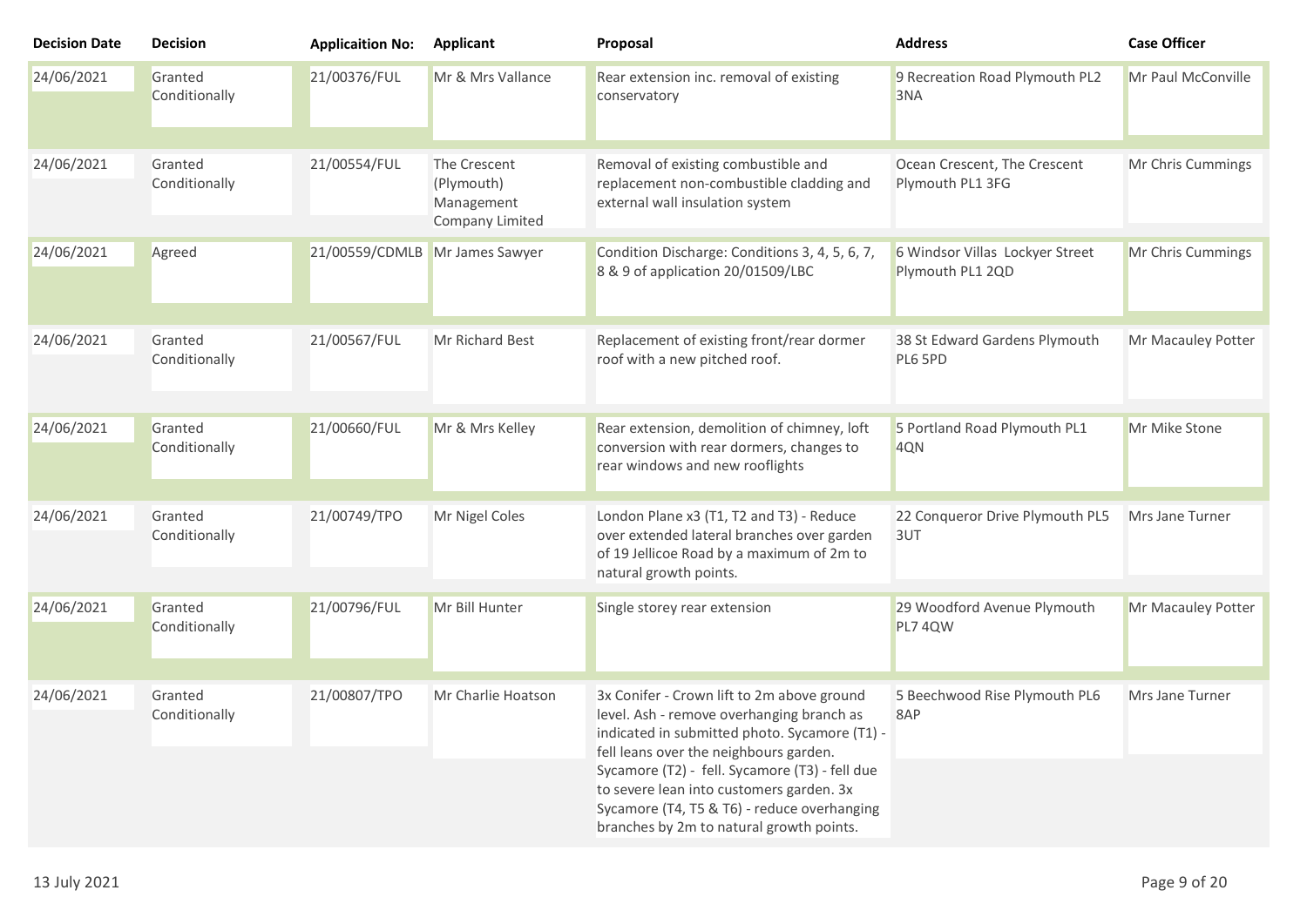| Decision Date | Decision | Applicaition No: | Applicant | Proposal | Address | Case Officer |
| --- | --- | --- | --- | --- | --- | --- |
| 24/06/2021 | Granted Conditionally | 21/00376/FUL | Mr & Mrs Vallance | Rear extension inc. removal of existing conservatory | 9 Recreation Road Plymouth PL2 3NA | Mr Paul McConville |
| 24/06/2021 | Granted Conditionally | 21/00554/FUL | The Crescent (Plymouth) Management Company Limited | Removal of existing combustible and replacement non-combustible cladding and external wall insulation system | Ocean Crescent, The Crescent Plymouth PL1 3FG | Mr Chris Cummings |
| 24/06/2021 | Agreed | 21/00559/CDMLB | Mr James Sawyer | Condition Discharge: Conditions 3, 4, 5, 6, 7, 8 & 9 of application 20/01509/LBC | 6 Windsor Villas Lockyer Street Plymouth PL1 2QD | Mr Chris Cummings |
| 24/06/2021 | Granted Conditionally | 21/00567/FUL | Mr Richard Best | Replacement of existing front/rear dormer roof with a new pitched roof. | 38 St Edward Gardens Plymouth PL6 5PD | Mr Macauley Potter |
| 24/06/2021 | Granted Conditionally | 21/00660/FUL | Mr & Mrs Kelley | Rear extension, demolition of chimney, loft conversion with rear dormers, changes to rear windows and new rooflights | 5 Portland Road Plymouth PL1 4QN | Mr Mike Stone |
| 24/06/2021 | Granted Conditionally | 21/00749/TPO | Mr Nigel Coles | London Plane x3 (T1, T2 and T3) - Reduce over extended lateral branches over garden of 19 Jellicoe Road by a maximum of 2m to natural growth points. | 22 Conqueror Drive Plymouth PL5 3UT | Mrs Jane Turner |
| 24/06/2021 | Granted Conditionally | 21/00796/FUL | Mr Bill Hunter | Single storey rear extension | 29 Woodford Avenue Plymouth PL7 4QW | Mr Macauley Potter |
| 24/06/2021 | Granted Conditionally | 21/00807/TPO | Mr Charlie Hoatson | 3x Conifer - Crown lift to 2m above ground level. Ash - remove overhanging branch as indicated in submitted photo. Sycamore (T1) - fell leans over the neighbours garden. Sycamore (T2) - fell. Sycamore (T3) - fell due to severe lean into customers garden. 3x Sycamore (T4, T5 & T6) - reduce overhanging branches by 2m to natural growth points. | 5 Beechwood Rise Plymouth PL6 8AP | Mrs Jane Turner |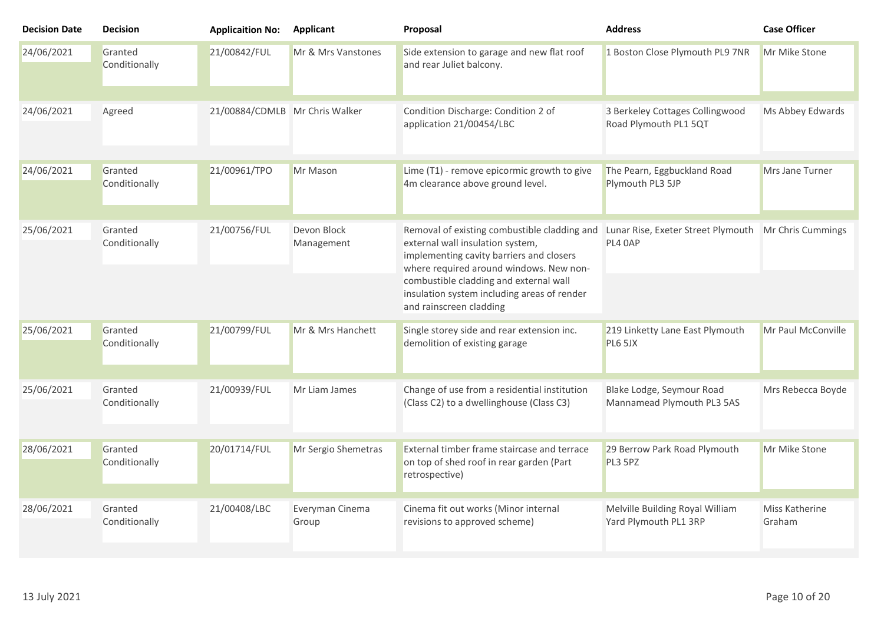| Decision Date | Decision | Applicaition No: | Applicant | Proposal | Address | Case Officer |
|---|---|---|---|---|---|---|
| 24/06/2021 | Granted Conditionally | 21/00842/FUL | Mr & Mrs Vanstones | Side extension to garage and new flat roof and rear Juliet balcony. | 1 Boston Close Plymouth PL9 7NR | Mr Mike Stone |
| 24/06/2021 | Agreed | 21/00884/CDMLB | Mr Chris Walker | Condition Discharge: Condition 2 of application 21/00454/LBC | 3 Berkeley Cottages Collingwood Road Plymouth PL1 5QT | Ms Abbey Edwards |
| 24/06/2021 | Granted Conditionally | 21/00961/TPO | Mr Mason | Lime (T1) - remove epicormic growth to give 4m clearance above ground level. | The Pearn, Eggbuckland Road Plymouth PL3 5JP | Mrs Jane Turner |
| 25/06/2021 | Granted Conditionally | 21/00756/FUL | Devon Block Management | Removal of existing combustible cladding and external wall insulation system, implementing cavity barriers and closers where required around windows. New non-combustible cladding and external wall insulation system including areas of render and rainscreen cladding | Lunar Rise, Exeter Street Plymouth PL4 0AP | Mr Chris Cummings |
| 25/06/2021 | Granted Conditionally | 21/00799/FUL | Mr & Mrs Hanchett | Single storey side and rear extension inc. demolition of existing garage | 219 Linketty Lane East Plymouth PL6 5JX | Mr Paul McConville |
| 25/06/2021 | Granted Conditionally | 21/00939/FUL | Mr Liam James | Change of use from a residential institution (Class C2) to a dwellinghouse (Class C3) | Blake Lodge, Seymour Road Mannamead Plymouth PL3 5AS | Mrs Rebecca Boyde |
| 28/06/2021 | Granted Conditionally | 20/01714/FUL | Mr Sergio Shemetras | External timber frame staircase and terrace on top of shed roof in rear garden (Part retrospective) | 29 Berrow Park Road Plymouth PL3 5PZ | Mr Mike Stone |
| 28/06/2021 | Granted Conditionally | 21/00408/LBC | Everyman Cinema Group | Cinema fit out works (Minor internal revisions to approved scheme) | Melville Building Royal William Yard Plymouth PL1 3RP | Miss Katherine Graham |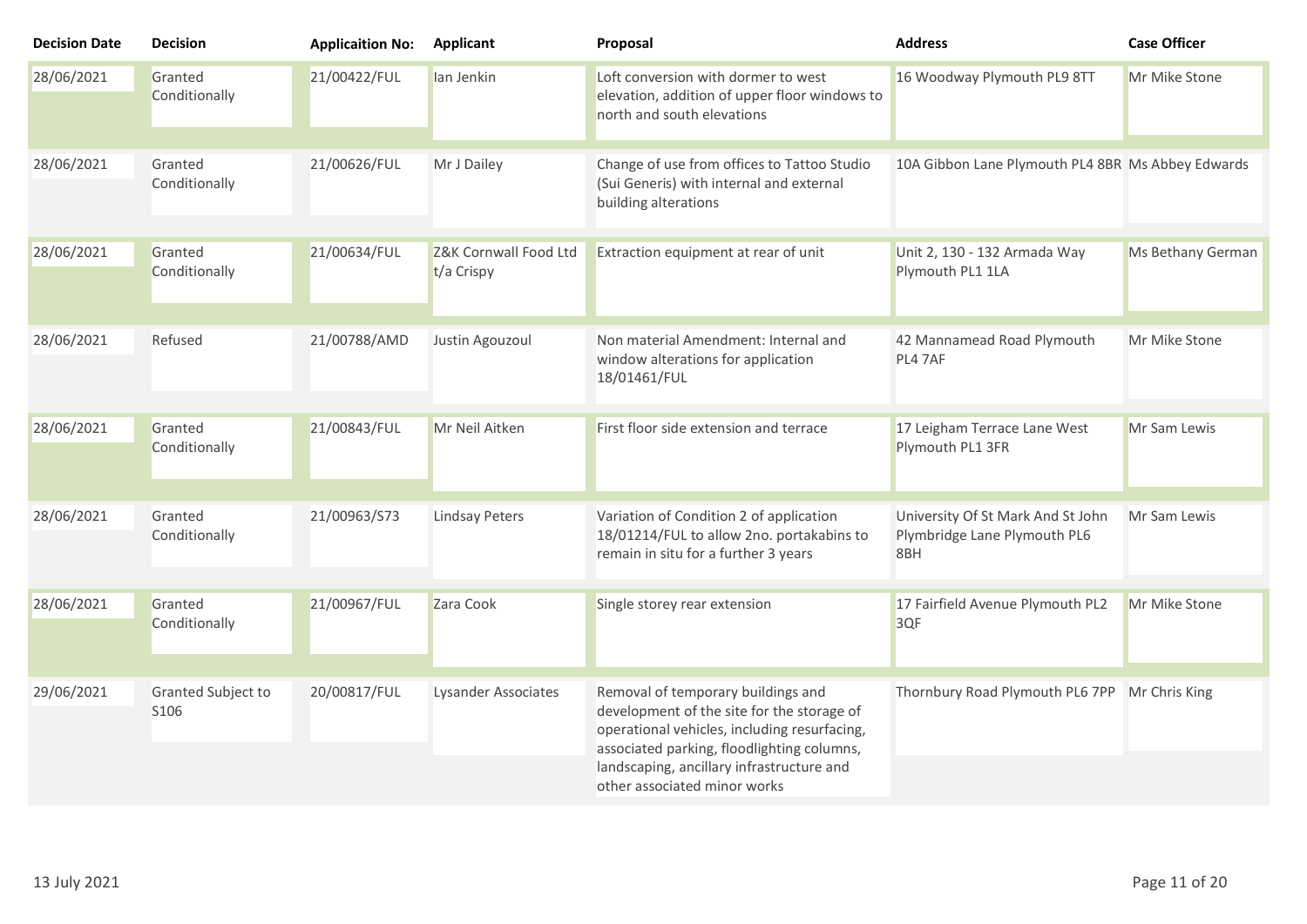| Decision Date | Decision | Applicaition No: | Applicant | Proposal | Address | Case Officer |
|---|---|---|---|---|---|---|
| 28/06/2021 | Granted Conditionally | 21/00422/FUL | Ian Jenkin | Loft conversion with dormer to west elevation, addition of upper floor windows to north and south elevations | 16 Woodway Plymouth PL9 8TT | Mr Mike Stone |
| 28/06/2021 | Granted Conditionally | 21/00626/FUL | Mr J Dailey | Change of use from offices to Tattoo Studio (Sui Generis) with internal and external building alterations | 10A Gibbon Lane Plymouth PL4 8BR | Ms Abbey Edwards |
| 28/06/2021 | Granted Conditionally | 21/00634/FUL | Z&K Cornwall Food Ltd t/a Crispy | Extraction equipment at rear of unit | Unit 2, 130 - 132 Armada Way Plymouth PL1 1LA | Ms Bethany German |
| 28/06/2021 | Refused | 21/00788/AMD | Justin Agouzoul | Non material Amendment: Internal and window alterations for application 18/01461/FUL | 42 Mannamead Road Plymouth PL4 7AF | Mr Mike Stone |
| 28/06/2021 | Granted Conditionally | 21/00843/FUL | Mr Neil Aitken | First floor side extension and terrace | 17 Leigham Terrace Lane West Plymouth PL1 3FR | Mr Sam Lewis |
| 28/06/2021 | Granted Conditionally | 21/00963/S73 | Lindsay Peters | Variation of Condition 2 of application 18/01214/FUL to allow 2no. portakabins to remain in situ for a further 3 years | University Of St Mark And St John Plymbridge Lane Plymouth PL6 8BH | Mr Sam Lewis |
| 28/06/2021 | Granted Conditionally | 21/00967/FUL | Zara Cook | Single storey rear extension | 17 Fairfield Avenue Plymouth PL2 3QF | Mr Mike Stone |
| 29/06/2021 | Granted Subject to S106 | 20/00817/FUL | Lysander Associates | Removal of temporary buildings and development of the site for the storage of operational vehicles, including resurfacing, associated parking, floodlighting columns, landscaping, ancillary infrastructure and other associated minor works | Thornbury Road Plymouth PL6 7PP | Mr Chris King |

13 July 2021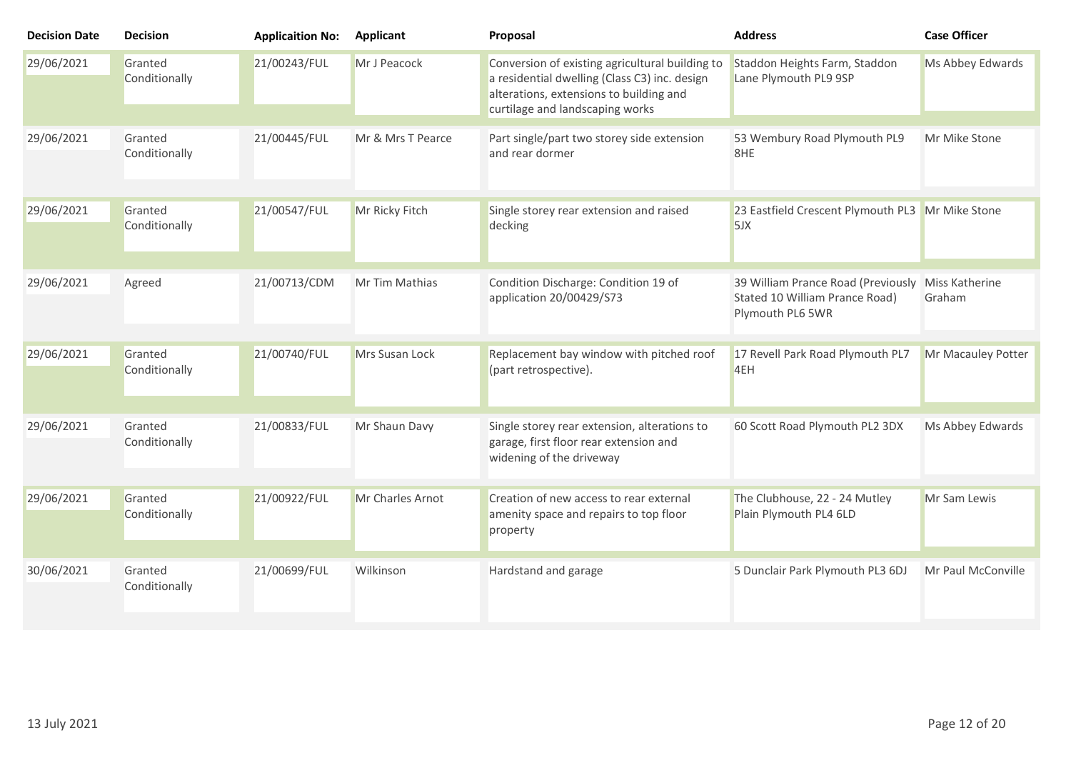| Decision Date | Decision | Applicaition No: | Applicant | Proposal | Address | Case Officer |
|---|---|---|---|---|---|---|
| 29/06/2021 | Granted Conditionally | 21/00243/FUL | Mr J Peacock | Conversion of existing agricultural building to a residential dwelling (Class C3) inc. design alterations, extensions to building and curtilage and landscaping works | Staddon Heights Farm, Staddon Lane Plymouth PL9 9SP | Ms Abbey Edwards |
| 29/06/2021 | Granted Conditionally | 21/00445/FUL | Mr & Mrs T Pearce | Part single/part two storey side extension and rear dormer | 53 Wembury Road Plymouth PL9 8HE | Mr Mike Stone |
| 29/06/2021 | Granted Conditionally | 21/00547/FUL | Mr Ricky Fitch | Single storey rear extension and raised decking | 23 Eastfield Crescent Plymouth PL3 5JX | Mr Mike Stone |
| 29/06/2021 | Agreed | 21/00713/CDM | Mr Tim Mathias | Condition Discharge: Condition 19 of application 20/00429/S73 | 39 William Prance Road (Previously Stated 10 William Prance Road) Plymouth PL6 5WR | Miss Katherine Graham |
| 29/06/2021 | Granted Conditionally | 21/00740/FUL | Mrs Susan Lock | Replacement bay window with pitched roof (part retrospective). | 17 Revell Park Road Plymouth PL7 4EH | Mr Macauley Potter |
| 29/06/2021 | Granted Conditionally | 21/00833/FUL | Mr Shaun Davy | Single storey rear extension, alterations to garage, first floor rear extension and widening of the driveway | 60 Scott Road Plymouth PL2 3DX | Ms Abbey Edwards |
| 29/06/2021 | Granted Conditionally | 21/00922/FUL | Mr Charles Arnot | Creation of new access to rear external amenity space and repairs to top floor property | The Clubhouse, 22 - 24 Mutley Plain Plymouth PL4 6LD | Mr Sam Lewis |
| 30/06/2021 | Granted Conditionally | 21/00699/FUL | Wilkinson | Hardstand and garage | 5 Dunclair Park Plymouth PL3 6DJ | Mr Paul McConville |

13 July 2021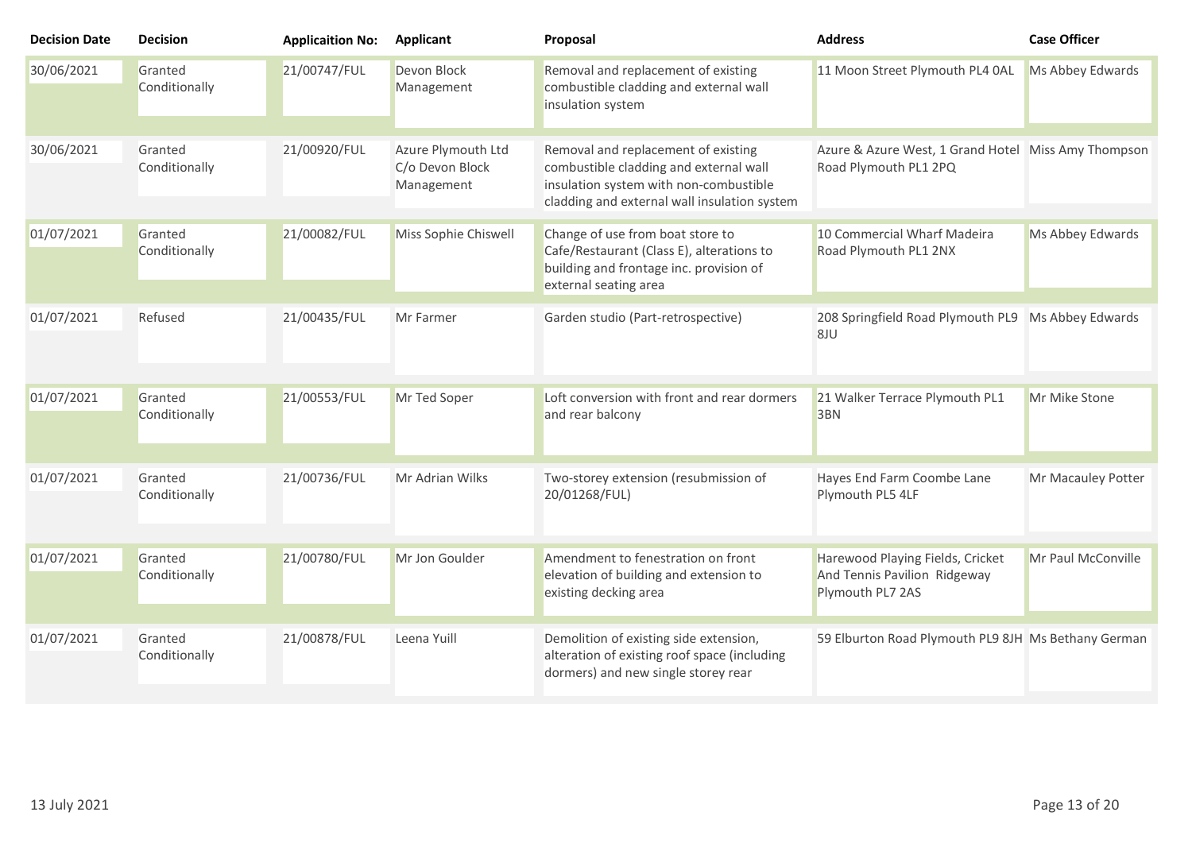| Decision Date | Decision | Applicaition No: | Applicant | Proposal | Address | Case Officer |
|---|---|---|---|---|---|---|
| 30/06/2021 | Granted Conditionally | 21/00747/FUL | Devon Block Management | Removal and replacement of existing combustible cladding and external wall insulation system | 11 Moon Street Plymouth PL4 0AL | Ms Abbey Edwards |
| 30/06/2021 | Granted Conditionally | 21/00920/FUL | Azure Plymouth Ltd C/o Devon Block Management | Removal and replacement of existing combustible cladding and external wall insulation system with non-combustible cladding and external wall insulation system | Azure & Azure West, 1 Grand Hotel Road Plymouth PL1 2PQ | Miss Amy Thompson |
| 01/07/2021 | Granted Conditionally | 21/00082/FUL | Miss Sophie Chiswell | Change of use from boat store to Cafe/Restaurant (Class E), alterations to building and frontage inc. provision of external seating area | 10 Commercial Wharf Madeira Road Plymouth PL1 2NX | Ms Abbey Edwards |
| 01/07/2021 | Refused | 21/00435/FUL | Mr Farmer | Garden studio (Part-retrospective) | 208 Springfield Road Plymouth PL9 8JU | Ms Abbey Edwards |
| 01/07/2021 | Granted Conditionally | 21/00553/FUL | Mr Ted Soper | Loft conversion with front and rear dormers and rear balcony | 21 Walker Terrace Plymouth PL1 3BN | Mr Mike Stone |
| 01/07/2021 | Granted Conditionally | 21/00736/FUL | Mr Adrian Wilks | Two-storey extension (resubmission of 20/01268/FUL) | Hayes End Farm Coombe Lane Plymouth PL5 4LF | Mr Macauley Potter |
| 01/07/2021 | Granted Conditionally | 21/00780/FUL | Mr Jon Goulder | Amendment to fenestration on front elevation of building and extension to existing decking area | Harewood Playing Fields, Cricket And Tennis Pavilion Ridgeway Plymouth PL7 2AS | Mr Paul McConville |
| 01/07/2021 | Granted Conditionally | 21/00878/FUL | Leena Yuill | Demolition of existing side extension, alteration of existing roof space (including dormers) and new single storey rear | 59 Elburton Road Plymouth PL9 8JH | Ms Bethany German |

13 July 2021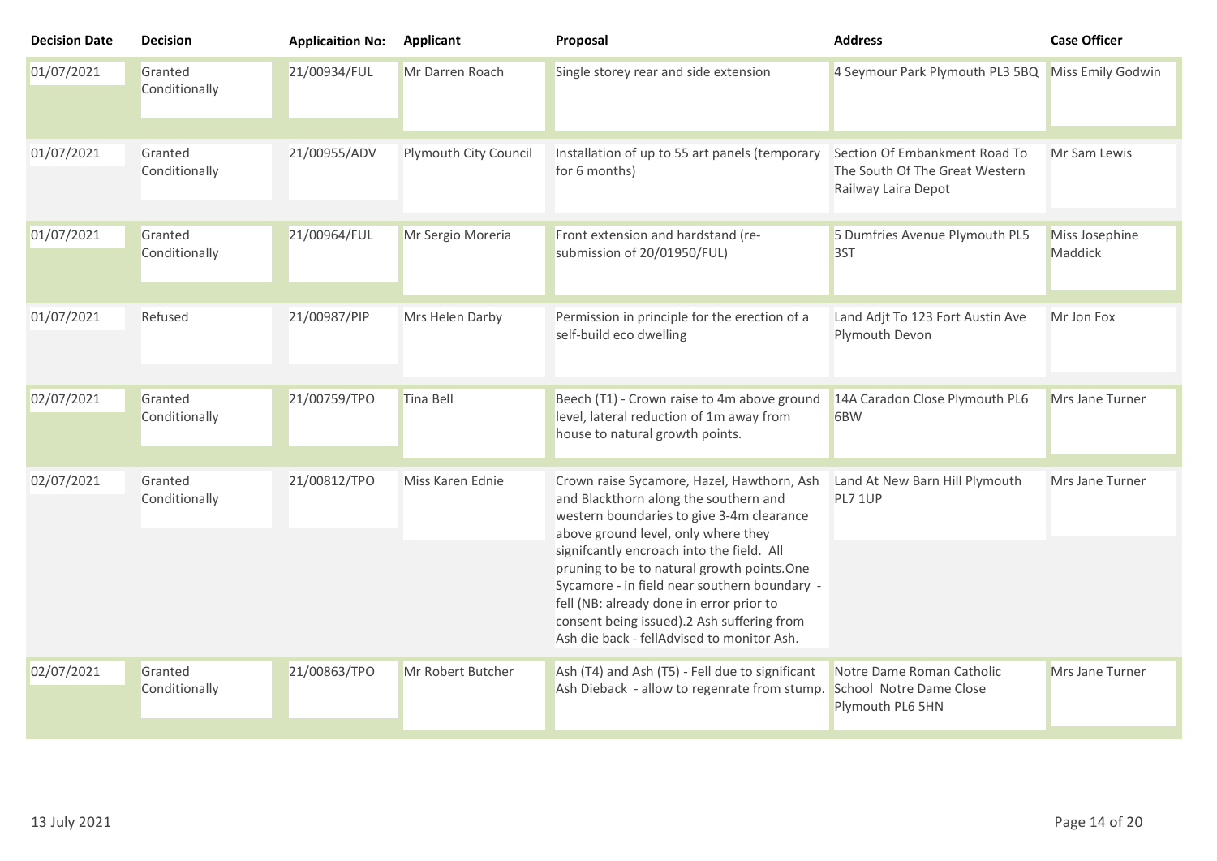| Decision Date | Decision | Applicaition No: | Applicant | Proposal | Address | Case Officer |
| --- | --- | --- | --- | --- | --- | --- |
| 01/07/2021 | Granted Conditionally | 21/00934/FUL | Mr Darren Roach | Single storey rear and side extension | 4 Seymour Park Plymouth PL3 5BQ | Miss Emily Godwin |
| 01/07/2021 | Granted Conditionally | 21/00955/ADV | Plymouth City Council | Installation of up to 55 art panels (temporary for 6 months) | Section Of Embankment Road To The South Of The Great Western Railway Laira Depot | Mr Sam Lewis |
| 01/07/2021 | Granted Conditionally | 21/00964/FUL | Mr Sergio Moreria | Front extension and hardstand (re-submission of 20/01950/FUL) | 5 Dumfries Avenue Plymouth PL5 3ST | Miss Josephine Maddick |
| 01/07/2021 | Refused | 21/00987/PIP | Mrs Helen Darby | Permission in principle for the erection of a self-build eco dwelling | Land Adjt To 123 Fort Austin Ave Plymouth Devon | Mr Jon Fox |
| 02/07/2021 | Granted Conditionally | 21/00759/TPO | Tina Bell | Beech (T1) - Crown raise to 4m above ground level, lateral reduction of 1m away from house to natural growth points. | 14A Caradon Close Plymouth PL6 6BW | Mrs Jane Turner |
| 02/07/2021 | Granted Conditionally | 21/00812/TPO | Miss Karen Ednie | Crown raise Sycamore, Hazel, Hawthorn, Ash and Blackthorn along the southern and western boundaries to give 3-4m clearance above ground level, only where they signifcantly encroach into the field. All pruning to be to natural growth points.One Sycamore - in field near southern boundary - fell (NB: already done in error prior to consent being issued).2 Ash suffering from Ash die back - fellAdvised to monitor Ash. | Land At New Barn Hill Plymouth PL7 1UP | Mrs Jane Turner |
| 02/07/2021 | Granted Conditionally | 21/00863/TPO | Mr Robert Butcher | Ash (T4) and Ash (T5) - Fell due to significant Ash Dieback - allow to regenrate from stump. | Notre Dame Roman Catholic School Notre Dame Close Plymouth PL6 5HN | Mrs Jane Turner |

13 July 2021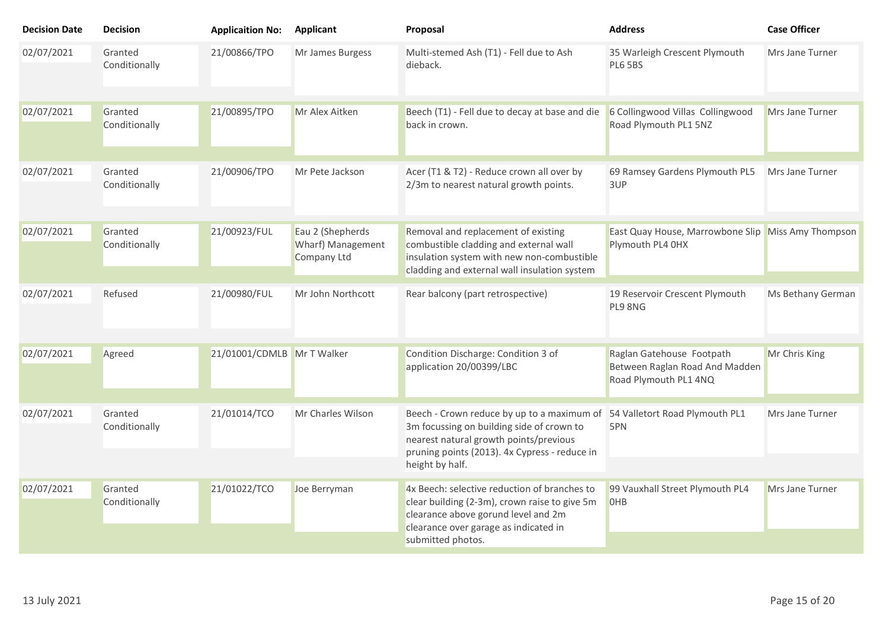| Decision Date | Decision | Applicaition No: | Applicant | Proposal | Address | Case Officer |
|---|---|---|---|---|---|---|
| 02/07/2021 | Granted Conditionally | 21/00866/TPO | Mr James Burgess | Multi-stemed Ash (T1) - Fell due to Ash dieback. | 35 Warleigh Crescent Plymouth PL6 5BS | Mrs Jane Turner |
| 02/07/2021 | Granted Conditionally | 21/00895/TPO | Mr Alex Aitken | Beech (T1) - Fell due to decay at base and die back in crown. | 6 Collingwood Villas Collingwood Road Plymouth PL1 5NZ | Mrs Jane Turner |
| 02/07/2021 | Granted Conditionally | 21/00906/TPO | Mr Pete Jackson | Acer (T1 & T2) - Reduce crown all over by 2/3m to nearest natural growth points. | 69 Ramsey Gardens Plymouth PL5 3UP | Mrs Jane Turner |
| 02/07/2021 | Granted Conditionally | 21/00923/FUL | Eau 2 (Shepherds Wharf) Management Company Ltd | Removal and replacement of existing combustible cladding and external wall insulation system with new non-combustible cladding and external wall insulation system | East Quay House, Marrowbone Slip Plymouth PL4 0HX | Miss Amy Thompson |
| 02/07/2021 | Refused | 21/00980/FUL | Mr John Northcott | Rear balcony (part retrospective) | 19 Reservoir Crescent Plymouth PL9 8NG | Ms Bethany German |
| 02/07/2021 | Agreed | 21/01001/CDMLB | Mr T Walker | Condition Discharge: Condition 3 of application 20/00399/LBC | Raglan Gatehouse Footpath Between Raglan Road And Madden Road Plymouth PL1 4NQ | Mr Chris King |
| 02/07/2021 | Granted Conditionally | 21/01014/TCO | Mr Charles Wilson | Beech - Crown reduce by up to a maximum of 3m focussing on building side of crown to nearest natural growth points/previous pruning points (2013). 4x Cypress - reduce in height by half. | 54 Valletort Road Plymouth PL1 5PN | Mrs Jane Turner |
| 02/07/2021 | Granted Conditionally | 21/01022/TCO | Joe Berryman | 4x Beech: selective reduction of branches to clear building (2-3m), crown raise to give 5m clearance above gorund level and 2m clearance over garage as indicated in submitted photos. | 99 Vauxhall Street Plymouth PL4 0HB | Mrs Jane Turner |

13 July 2021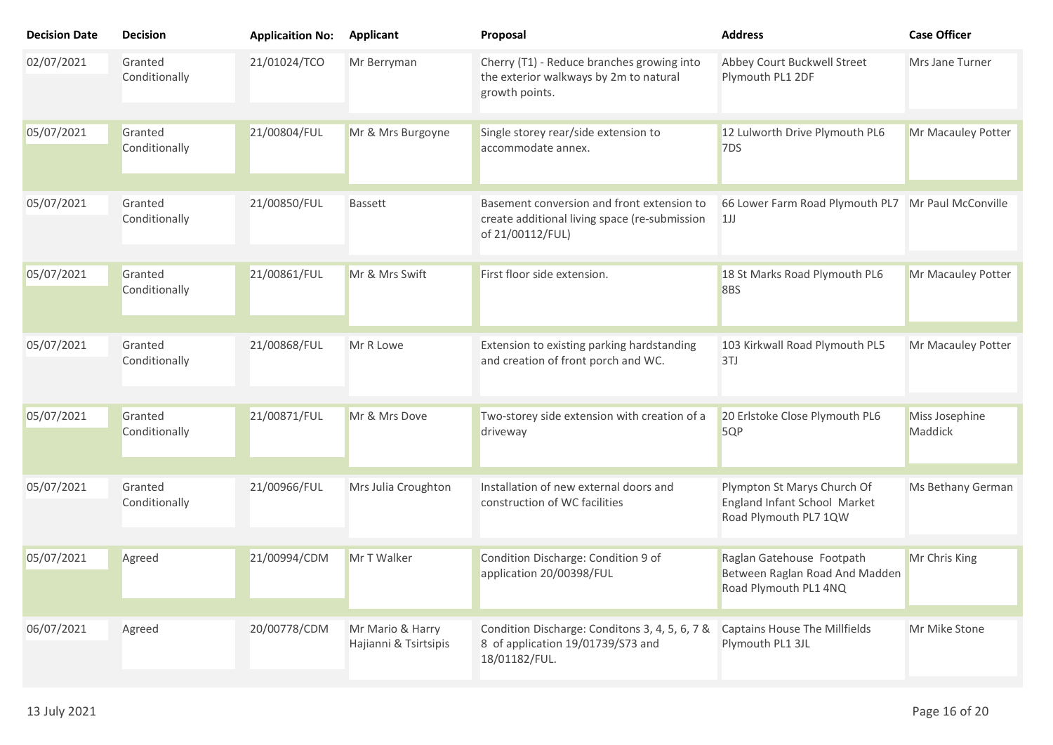| Decision Date | Decision | Applicaition No: | Applicant | Proposal | Address | Case Officer |
|---|---|---|---|---|---|---|
| 02/07/2021 | Granted Conditionally | 21/01024/TCO | Mr Berryman | Cherry (T1) - Reduce branches growing into the exterior walkways by 2m to natural growth points. | Abbey Court Buckwell Street Plymouth PL1 2DF | Mrs Jane Turner |
| 05/07/2021 | Granted Conditionally | 21/00804/FUL | Mr & Mrs Burgoyne | Single storey rear/side extension to accommodate annex. | 12 Lulworth Drive Plymouth PL6 7DS | Mr Macauley Potter |
| 05/07/2021 | Granted Conditionally | 21/00850/FUL | Bassett | Basement conversion and front extension to create additional living space (re-submission of 21/00112/FUL) | 66 Lower Farm Road Plymouth PL7 1JJ | Mr Paul McConville |
| 05/07/2021 | Granted Conditionally | 21/00861/FUL | Mr & Mrs Swift | First floor side extension. | 18 St Marks Road Plymouth PL6 8BS | Mr Macauley Potter |
| 05/07/2021 | Granted Conditionally | 21/00868/FUL | Mr R Lowe | Extension to existing parking hardstanding and creation of front porch and WC. | 103 Kirkwall Road Plymouth PL5 3TJ | Mr Macauley Potter |
| 05/07/2021 | Granted Conditionally | 21/00871/FUL | Mr & Mrs Dove | Two-storey side extension with creation of a driveway | 20 Erlstoke Close Plymouth PL6 5QP | Miss Josephine Maddick |
| 05/07/2021 | Granted Conditionally | 21/00966/FUL | Mrs Julia Croughton | Installation of new external doors and construction of WC facilities | Plympton St Marys Church Of England Infant School Market Road Plymouth PL7 1QW | Ms Bethany German |
| 05/07/2021 | Agreed | 21/00994/CDM | Mr T Walker | Condition Discharge: Condition 9 of application 20/00398/FUL | Raglan Gatehouse Footpath Between Raglan Road And Madden Road Plymouth PL1 4NQ | Mr Chris King |
| 06/07/2021 | Agreed | 20/00778/CDM | Mr Mario & Harry Hajianni & Tsirtsipis | Condition Discharge: Conditons 3, 4, 5, 6, 7 & 8 of application 19/01739/S73 and 18/01182/FUL. | Captains House The Millfields Plymouth PL1 3JL | Mr Mike Stone |

13 July 2021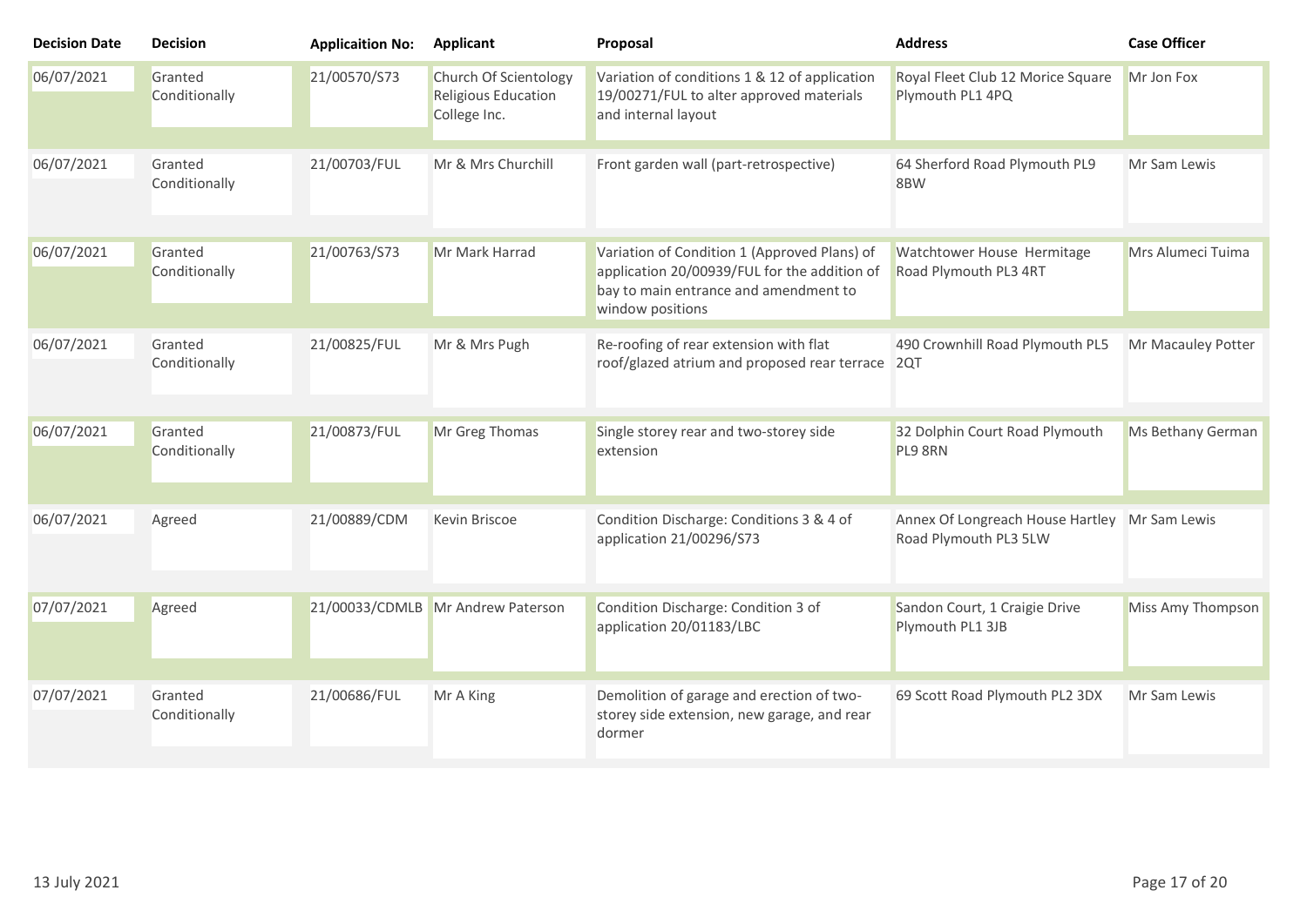| Decision Date | Decision | Applicaition No: | Applicant | Proposal | Address | Case Officer |
| --- | --- | --- | --- | --- | --- | --- |
| 06/07/2021 | Granted Conditionally | 21/00570/S73 | Church Of Scientology Religious Education College Inc. | Variation of conditions 1 & 12 of application 19/00271/FUL to alter approved materials and internal layout | Royal Fleet Club 12 Morice Square Plymouth PL1 4PQ | Mr Jon Fox |
| 06/07/2021 | Granted Conditionally | 21/00703/FUL | Mr & Mrs Churchill | Front garden wall (part-retrospective) | 64 Sherford Road Plymouth PL9 8BW | Mr Sam Lewis |
| 06/07/2021 | Granted Conditionally | 21/00763/S73 | Mr Mark Harrad | Variation of Condition 1 (Approved Plans) of application 20/00939/FUL for the addition of bay to main entrance and amendment to window positions | Watchtower House Hermitage Road Plymouth PL3 4RT | Mrs Alumeci Tuima |
| 06/07/2021 | Granted Conditionally | 21/00825/FUL | Mr & Mrs Pugh | Re-roofing of rear extension with flat roof/glazed atrium and proposed rear terrace | 490 Crownhill Road Plymouth PL5 2QT | Mr Macauley Potter |
| 06/07/2021 | Granted Conditionally | 21/00873/FUL | Mr Greg Thomas | Single storey rear and two-storey side extension | 32 Dolphin Court Road Plymouth PL9 8RN | Ms Bethany German |
| 06/07/2021 | Agreed | 21/00889/CDM | Kevin Briscoe | Condition Discharge: Conditions 3 & 4 of application 21/00296/S73 | Annex Of Longreach House Hartley Road Plymouth PL3 5LW | Mr Sam Lewis |
| 07/07/2021 | Agreed | 21/00033/CDMLB | Mr Andrew Paterson | Condition Discharge: Condition 3 of application 20/01183/LBC | Sandon Court, 1 Craigie Drive Plymouth PL1 3JB | Miss Amy Thompson |
| 07/07/2021 | Granted Conditionally | 21/00686/FUL | Mr A King | Demolition of garage and erection of two-storey side extension, new garage, and rear dormer | 69 Scott Road Plymouth PL2 3DX | Mr Sam Lewis |

13 July 2021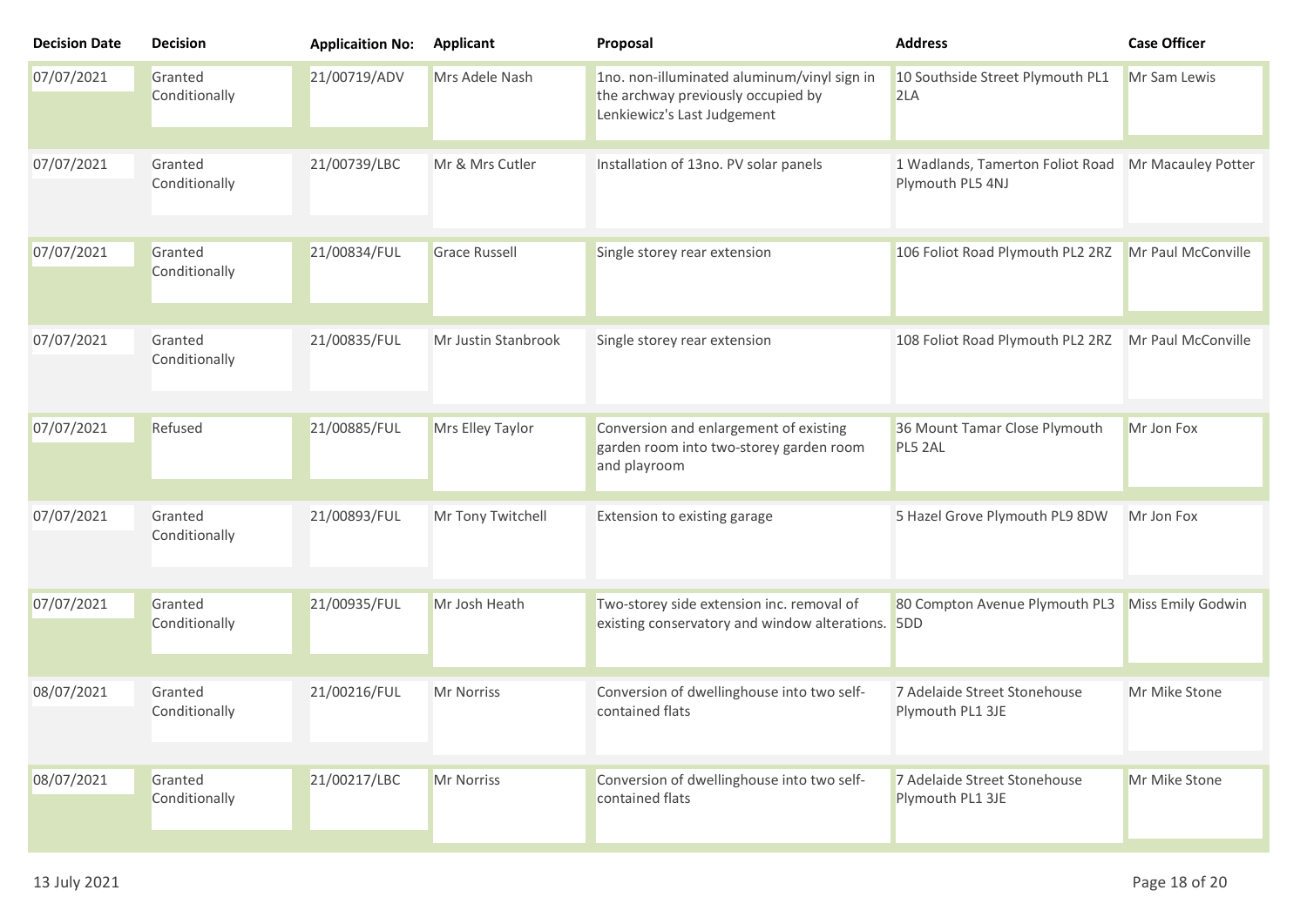| Decision Date | Decision | Applicaition No: | Applicant | Proposal | Address | Case Officer |
| --- | --- | --- | --- | --- | --- | --- |
| 07/07/2021 | Granted Conditionally | 21/00719/ADV | Mrs Adele Nash | 1no. non-illuminated aluminum/vinyl sign in the archway previously occupied by Lenkiewicz's Last Judgement | 10 Southside Street Plymouth PL1 2LA | Mr Sam Lewis |
| 07/07/2021 | Granted Conditionally | 21/00739/LBC | Mr & Mrs Cutler | Installation of 13no. PV solar panels | 1 Wadlands, Tamerton Foliot Road Plymouth PL5 4NJ | Mr Macauley Potter |
| 07/07/2021 | Granted Conditionally | 21/00834/FUL | Grace Russell | Single storey rear extension | 106 Foliot Road Plymouth PL2 2RZ | Mr Paul McConville |
| 07/07/2021 | Granted Conditionally | 21/00835/FUL | Mr Justin Stanbrook | Single storey rear extension | 108 Foliot Road Plymouth PL2 2RZ | Mr Paul McConville |
| 07/07/2021 | Refused | 21/00885/FUL | Mrs Elley Taylor | Conversion and enlargement of existing garden room into two-storey garden room and playroom | 36 Mount Tamar Close Plymouth PL5 2AL | Mr Jon Fox |
| 07/07/2021 | Granted Conditionally | 21/00893/FUL | Mr Tony Twitchell | Extension to existing garage | 5 Hazel Grove Plymouth PL9 8DW | Mr Jon Fox |
| 07/07/2021 | Granted Conditionally | 21/00935/FUL | Mr Josh Heath | Two-storey side extension inc. removal of existing conservatory and window alterations. | 80 Compton Avenue Plymouth PL3 5DD | Miss Emily Godwin |
| 08/07/2021 | Granted Conditionally | 21/00216/FUL | Mr Norriss | Conversion of dwellinghouse into two self-contained flats | 7 Adelaide Street Stonehouse Plymouth PL1 3JE | Mr Mike Stone |
| 08/07/2021 | Granted Conditionally | 21/00217/LBC | Mr Norriss | Conversion of dwellinghouse into two self-contained flats | 7 Adelaide Street Stonehouse Plymouth PL1 3JE | Mr Mike Stone |

13 July 2021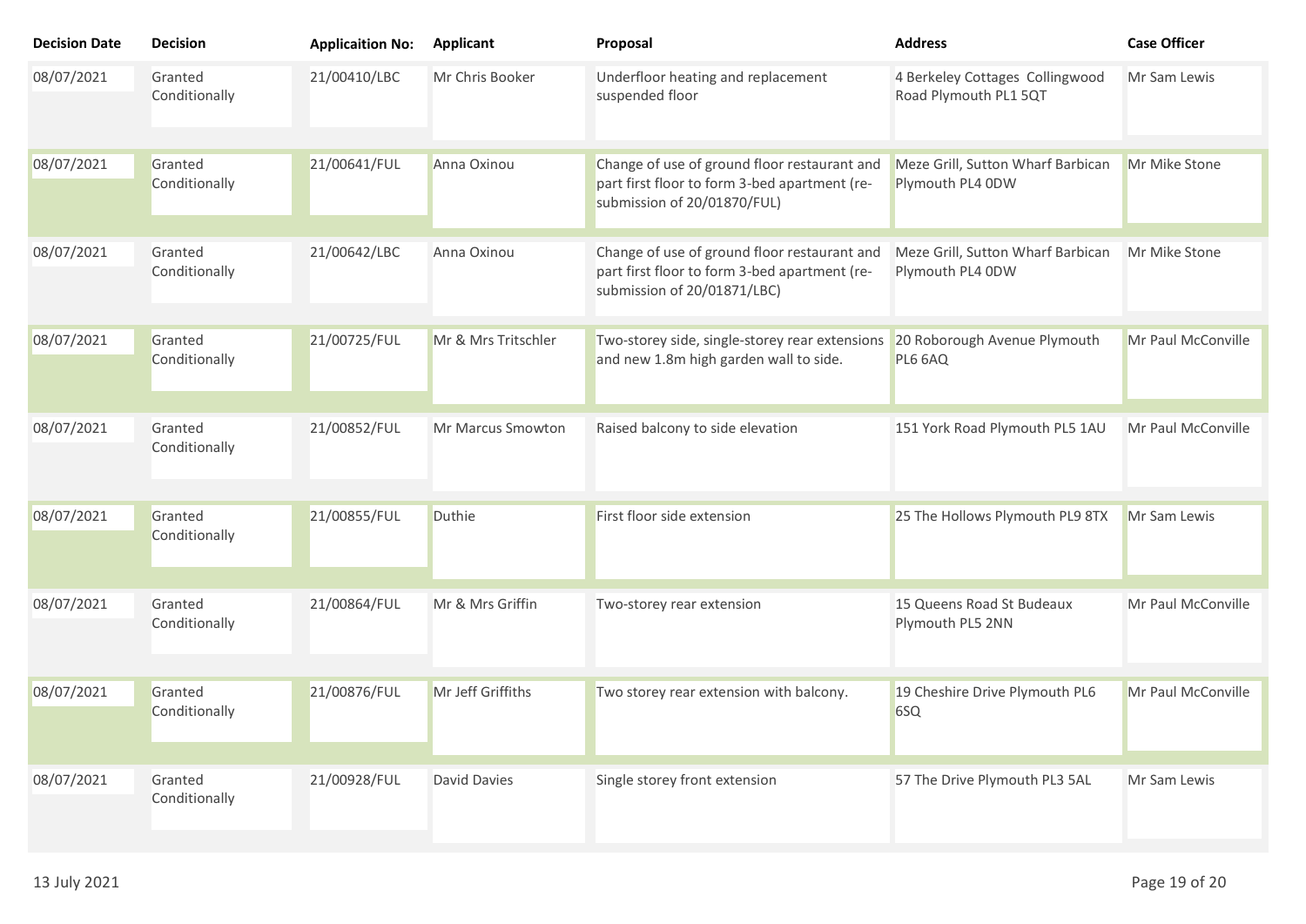| Decision Date | Decision | Applicaition No: | Applicant | Proposal | Address | Case Officer |
|---|---|---|---|---|---|---|
| 08/07/2021 | Granted Conditionally | 21/00410/LBC | Mr Chris Booker | Underfloor heating and replacement suspended floor | 4 Berkeley Cottages Collingwood Road Plymouth PL1 5QT | Mr Sam Lewis |
| 08/07/2021 | Granted Conditionally | 21/00641/FUL | Anna Oxinou | Change of use of ground floor restaurant and part first floor to form 3-bed apartment (re-submission of 20/01870/FUL) | Meze Grill, Sutton Wharf Barbican Plymouth PL4 0DW | Mr Mike Stone |
| 08/07/2021 | Granted Conditionally | 21/00642/LBC | Anna Oxinou | Change of use of ground floor restaurant and part first floor to form 3-bed apartment (re-submission of 20/01871/LBC) | Meze Grill, Sutton Wharf Barbican Plymouth PL4 0DW | Mr Mike Stone |
| 08/07/2021 | Granted Conditionally | 21/00725/FUL | Mr & Mrs Tritschler | Two-storey side, single-storey rear extensions and new 1.8m high garden wall to side. | 20 Roborough Avenue Plymouth PL6 6AQ | Mr Paul McConville |
| 08/07/2021 | Granted Conditionally | 21/00852/FUL | Mr Marcus Smowton | Raised balcony to side elevation | 151 York Road Plymouth PL5 1AU | Mr Paul McConville |
| 08/07/2021 | Granted Conditionally | 21/00855/FUL | Duthie | First floor side extension | 25 The Hollows Plymouth PL9 8TX | Mr Sam Lewis |
| 08/07/2021 | Granted Conditionally | 21/00864/FUL | Mr & Mrs Griffin | Two-storey rear extension | 15 Queens Road St Budeaux Plymouth PL5 2NN | Mr Paul McConville |
| 08/07/2021 | Granted Conditionally | 21/00876/FUL | Mr Jeff Griffiths | Two storey rear extension with balcony. | 19 Cheshire Drive Plymouth PL6 6SQ | Mr Paul McConville |
| 08/07/2021 | Granted Conditionally | 21/00928/FUL | David Davies | Single storey front extension | 57 The Drive Plymouth PL3 5AL | Mr Sam Lewis |

13 July 2021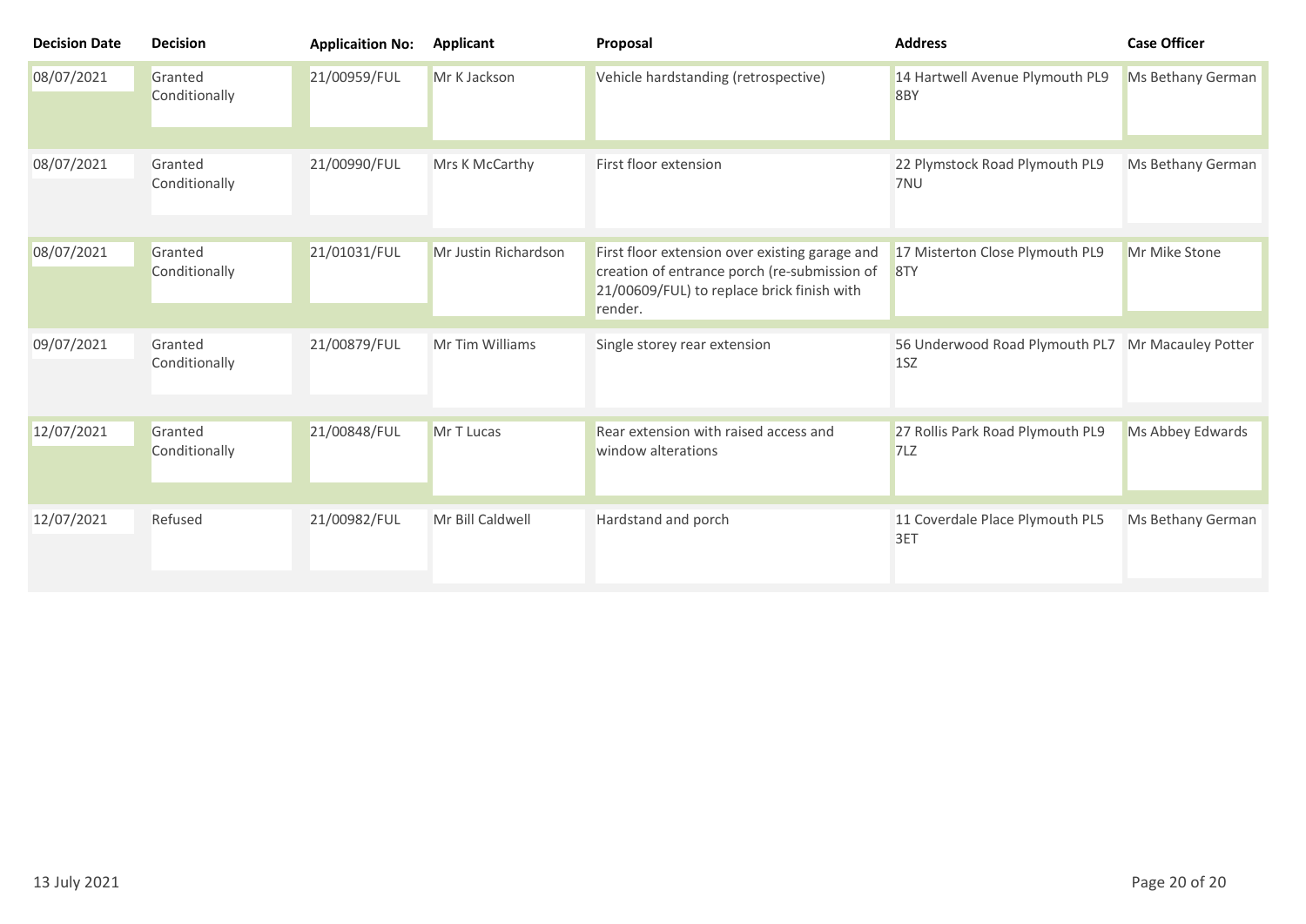| Decision Date | Decision | Applicaition No: | Applicant | Proposal | Address | Case Officer |
|---|---|---|---|---|---|---|
| 08/07/2021 | Granted Conditionally | 21/00959/FUL | Mr K Jackson | Vehicle hardstanding (retrospective) | 14 Hartwell Avenue Plymouth PL9 8BY | Ms Bethany German |
| 08/07/2021 | Granted Conditionally | 21/00990/FUL | Mrs K McCarthy | First floor extension | 22 Plymstock Road Plymouth PL9 7NU | Ms Bethany German |
| 08/07/2021 | Granted Conditionally | 21/01031/FUL | Mr Justin Richardson | First floor extension over existing garage and creation of entrance porch (re-submission of 21/00609/FUL) to replace brick finish with render. | 17 Misterton Close Plymouth PL9 8TY | Mr Mike Stone |
| 09/07/2021 | Granted Conditionally | 21/00879/FUL | Mr Tim Williams | Single storey rear extension | 56 Underwood Road Plymouth PL7 1SZ | Mr Macauley Potter |
| 12/07/2021 | Granted Conditionally | 21/00848/FUL | Mr T Lucas | Rear extension with raised access and window alterations | 27 Rollis Park Road Plymouth PL9 7LZ | Ms Abbey Edwards |
| 12/07/2021 | Refused | 21/00982/FUL | Mr Bill Caldwell | Hardstand and porch | 11 Coverdale Place Plymouth PL5 3ET | Ms Bethany German |